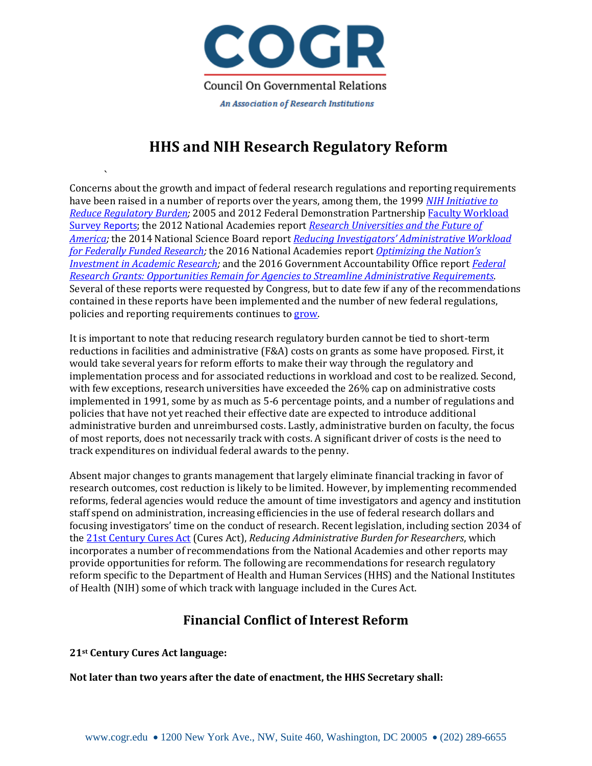COGR

Council On Governmental Relations

*An Association of Research Institutions*

# HHS and NIH Research Regulatory Reform

Concerns about the growth and impact of federal research regulations and reporting requirements have been raised in a number of reports over the years, among them, the 1999 *NIH Initiative to Reduce Regulatory Burden*; 2005 and 2012 Federal Demonstration Partnership Faculty Workload Survey Reports; the 2012 National Academies report *Research Universities and the Future of America*; the 2014 National Science Board report *Reducing Investigators' Administrative Workload for Federally Funded Research*; the 2016 National Academies report *Optimizing the Nation's Investment in Academic Research*; and the 2016 Government Accountability Office report *Federal Research Grants: Opportunities Remain for Agencies to Streamline Administrative Requirements*. Several of these reports were requested by Congress, but to date few if any of the recommendations contained in these reports have been implemented and the number of new federal regulations, policies and reporting requirements continues to grow.

It is important to note that reducing research regulatory burden cannot be tied to short-term reductions in facilities and administrative (F&A) costs on grants as some have proposed. First, it would take several years for reform efforts to make their way through the regulatory and implementation process and for associated reductions in workload and cost to be realized. Second, with few exceptions, research universities have exceeded the 26% cap on administrative costs implemented in 1991, some by as much as 5-6 percentage points, and a number of regulations and policies that have not yet reached their effective date are expected to introduce additional administrative burden and unreimbursed costs. Lastly, administrative burden on faculty, the focus of most reports, does not necessarily track with costs. A significant driver of costs is the need to track expenditures on individual federal awards to the penny.

Absent major changes to grants management that largely eliminate financial tracking in favor of research outcomes, cost reduction is likely to be limited. However, by implementing recommended reforms, federal agencies would reduce the amount of time investigators and agency and institution staff spend on administration, increasing efficiencies in the use of federal research dollars and focusing investigators' time on the conduct of research. Recent legislation, including section 2034 of the 21st Century Cures Act (Cures Act), *Reducing Administrative Burden for Researchers*, which incorporates a number of recommendations from the National Academies and other reports may provide opportunities for reform. The following are recommendations for research regulatory reform specific to the Department of Health and Human Services (HHS) and the National Institutes of Health (NIH) some of which track with language included in the Cures Act.

## Financial Conflict of Interest Reform

**21st Century Cures Act language:**

**Not later than two years after the date of enactment, the HHS Secretary shall:**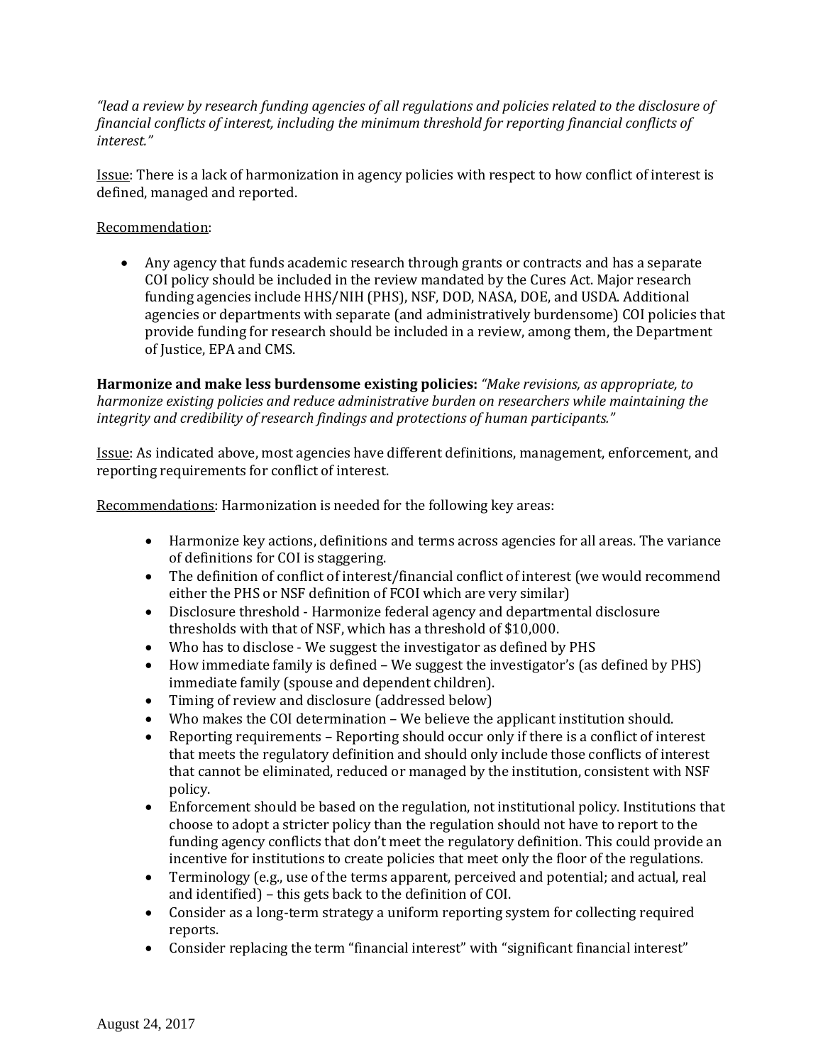*"lead a review by research funding agencies of all regulations and policies related to the disclosure of financial conflicts of interest, including the minimum threshold for reporting financial conflicts of interest."*

Issue: There is a lack of harmonization in agency policies with respect to how conflict of interest is defined, managed and reported.

Recommendation:

- Any agency that funds academic research through grants or contracts and has a separate COI policy should be included in the review mandated by the Cures Act. Major research funding agencies include HHS/NIH (PHS), NSF, DOD, NASA, DOE, and USDA. Additional agencies or departments with separate (and administratively burdensome) COI policies that provide funding for research should be included in a review, among them, the Department of Justice, EPA and CMS.

**Harmonize and make less burdensome existing policies:** *"Make revisions, as appropriate, to harmonize existing policies and reduce administrative burden on researchers while maintaining the integrity and credibility of research findings and protections of human participants."*

Issue: As indicated above, most agencies have different definitions, management, enforcement, and reporting requirements for conflict of interest.

Recommendations: Harmonization is needed for the following key areas:

- Harmonize key actions, definitions and terms across agencies for all areas. The variance of definitions for COI is staggering.
- The definition of conflict of interest/financial conflict of interest (we would recommend either the PHS or NSF definition of FCOI which are very similar)
- Disclosure threshold - Harmonize federal agency and departmental disclosure thresholds with that of NSF, which has a threshold of $10,000.
- Who has to disclose - We suggest the investigator as defined by PHS
- How immediate family is defined – We suggest the investigator's (as defined by PHS) immediate family (spouse and dependent children).
- Timing of review and disclosure (addressed below)
- Who makes the COI determination – We believe the applicant institution should.
- Reporting requirements – Reporting should occur only if there is a conflict of interest that meets the regulatory definition and should only include those conflicts of interest that cannot be eliminated, reduced or managed by the institution, consistent with NSF policy.
- Enforcement should be based on the regulation, not institutional policy. Institutions that choose to adopt a stricter policy than the regulation should not have to report to the funding agency conflicts that don't meet the regulatory definition. This could provide an incentive for institutions to create policies that meet only the floor of the regulations.
- Terminology (e.g., use of the terms apparent, perceived and potential; and actual, real and identified) – this gets back to the definition of COI.
- Consider as a long-term strategy a uniform reporting system for collecting required reports.
- Consider replacing the term "financial interest" with "significant financial interest"

August 24, 2017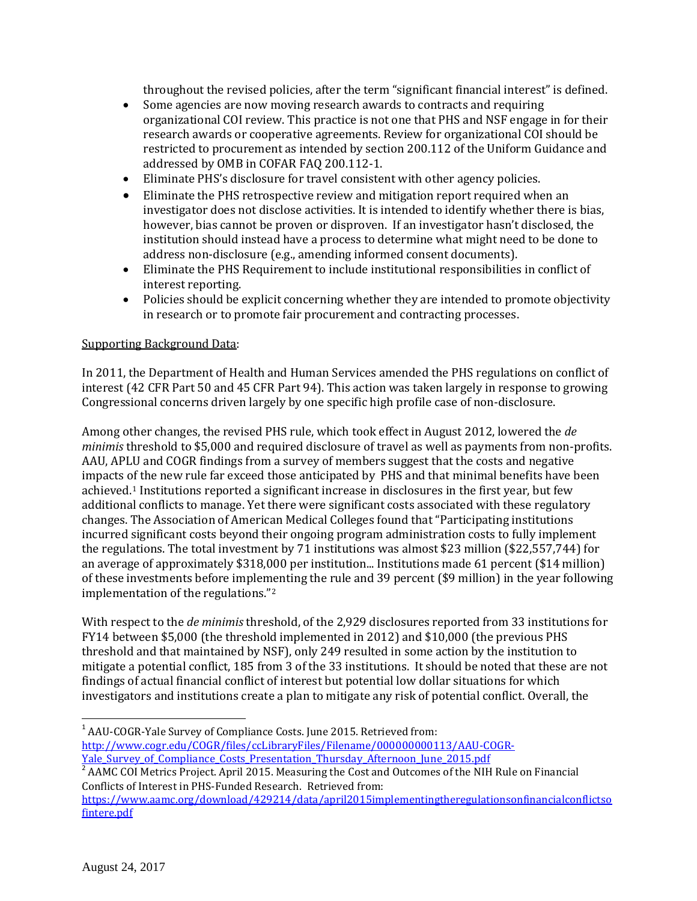throughout the revised policies, after the term "significant financial interest" is defined.

- Some agencies are now moving research awards to contracts and requiring organizational COI review. This practice is not one that PHS and NSF engage in for their research awards or cooperative agreements. Review for organizational COI should be restricted to procurement as intended by section 200.112 of the Uniform Guidance and addressed by OMB in COFAR FAQ 200.112-1.
- Eliminate PHS's disclosure for travel consistent with other agency policies.
- Eliminate the PHS retrospective review and mitigation report required when an investigator does not disclose activities. It is intended to identify whether there is bias, however, bias cannot be proven or disproven. If an investigator hasn't disclosed, the institution should instead have a process to determine what might need to be done to address non-disclosure (e.g., amending informed consent documents).
- Eliminate the PHS Requirement to include institutional responsibilities in conflict of interest reporting.
- Policies should be explicit concerning whether they are intended to promote objectivity in research or to promote fair procurement and contracting processes.

Supporting Background Data:

In 2011, the Department of Health and Human Services amended the PHS regulations on conflict of interest (42 CFR Part 50 and 45 CFR Part 94). This action was taken largely in response to growing Congressional concerns driven largely by one specific high profile case of non-disclosure.

Among other changes, the revised PHS rule, which took effect in August 2012, lowered the *de minimis* threshold to $5,000 and required disclosure of travel as well as payments from non-profits. AAU, APLU and COGR findings from a survey of members suggest that the costs and negative impacts of the new rule far exceed those anticipated by PHS and that minimal benefits have been achieved.[1] Institutions reported a significant increase in disclosures in the first year, but few additional conflicts to manage. Yet there were significant costs associated with these regulatory changes. The Association of American Medical Colleges found that "Participating institutions incurred significant costs beyond their ongoing program administration costs to fully implement the regulations. The total investment by 71 institutions was almost $23 million ($22,557,744) for an average of approximately $318,000 per institution... Institutions made 61 percent ($14 million) of these investments before implementing the rule and 39 percent ($9 million) in the year following implementation of the regulations."[2]

With respect to the *de minimis* threshold, of the 2,929 disclosures reported from 33 institutions for FY14 between $5,000 (the threshold implemented in 2012) and $10,000 (the previous PHS threshold and that maintained by NSF), only 249 resulted in some action by the institution to mitigate a potential conflict, 185 from 3 of the 33 institutions. It should be noted that these are not findings of actual financial conflict of interest but potential low dollar situations for which investigators and institutions create a plan to mitigate any risk of potential conflict. Overall, the

---

[1] AAU-COGR-Yale Survey of Compliance Costs. June 2015. Retrieved from: http://www.cogr.edu/COGR/files/ccLibraryFiles/Filename/000000000113/AAU-COGR-Yale_Survey_of_Compliance_Costs_Presentation_Thursday_Afternoon_June_2015.pdf

[2] AAMC COI Metrics Project. April 2015. Measuring the Cost and Outcomes of the NIH Rule on Financial Conflicts of Interest in PHS-Funded Research. Retrieved from: https://www.aamc.org/download/429214/data/april2015implementingtheregulationsonfinancialconflictsofintere.pdf

August 24, 2017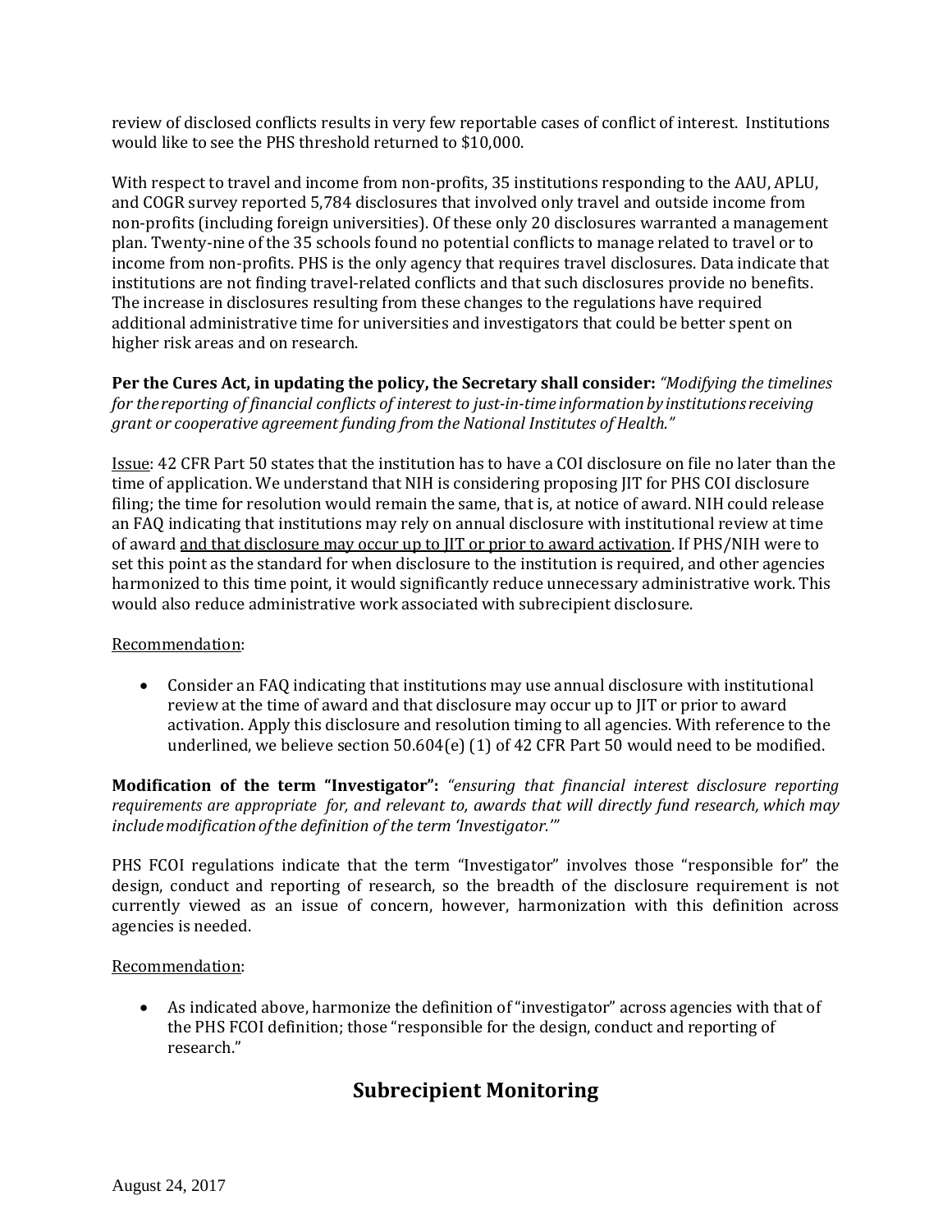review of disclosed conflicts results in very few reportable cases of conflict of interest. Institutions would like to see the PHS threshold returned to $10,000.

With respect to travel and income from non-profits, 35 institutions responding to the AAU, APLU, and COGR survey reported 5,784 disclosures that involved only travel and outside income from non-profits (including foreign universities). Of these only 20 disclosures warranted a management plan. Twenty-nine of the 35 schools found no potential conflicts to manage related to travel or to income from non-profits. PHS is the only agency that requires travel disclosures. Data indicate that institutions are not finding travel-related conflicts and that such disclosures provide no benefits. The increase in disclosures resulting from these changes to the regulations have required additional administrative time for universities and investigators that could be better spent on higher risk areas and on research.

**Per the Cures Act, in updating the policy, the Secretary shall consider:** *"Modifying the timelines for the reporting of financial conflicts of interest to just-in-time information by institutions receiving grant or cooperative agreement funding from the National Institutes of Health."*

Issue: 42 CFR Part 50 states that the institution has to have a COI disclosure on file no later than the time of application. We understand that NIH is considering proposing JIT for PHS COI disclosure filing; the time for resolution would remain the same, that is, at notice of award. NIH could release an FAQ indicating that institutions may rely on annual disclosure with institutional review at time of award and that disclosure may occur up to JIT or prior to award activation. If PHS/NIH were to set this point as the standard for when disclosure to the institution is required, and other agencies harmonized to this time point, it would significantly reduce unnecessary administrative work. This would also reduce administrative work associated with subrecipient disclosure.

Recommendation:

- Consider an FAQ indicating that institutions may use annual disclosure with institutional review at the time of award and that disclosure may occur up to JIT or prior to award activation. Apply this disclosure and resolution timing to all agencies. With reference to the underlined, we believe section 50.604(e) (1) of 42 CFR Part 50 would need to be modified.

**Modification of the term "Investigator":** *"ensuring that financial interest disclosure reporting requirements are appropriate for, and relevant to, awards that will directly fund research, which may include modification of the definition of the term 'Investigator.'"*

PHS FCOI regulations indicate that the term "Investigator" involves those "responsible for" the design, conduct and reporting of research, so the breadth of the disclosure requirement is not currently viewed as an issue of concern, however, harmonization with this definition across agencies is needed.

Recommendation:

- As indicated above, harmonize the definition of "investigator" across agencies with that of the PHS FCOI definition; those "responsible for the design, conduct and reporting of research."

## Subrecipient Monitoring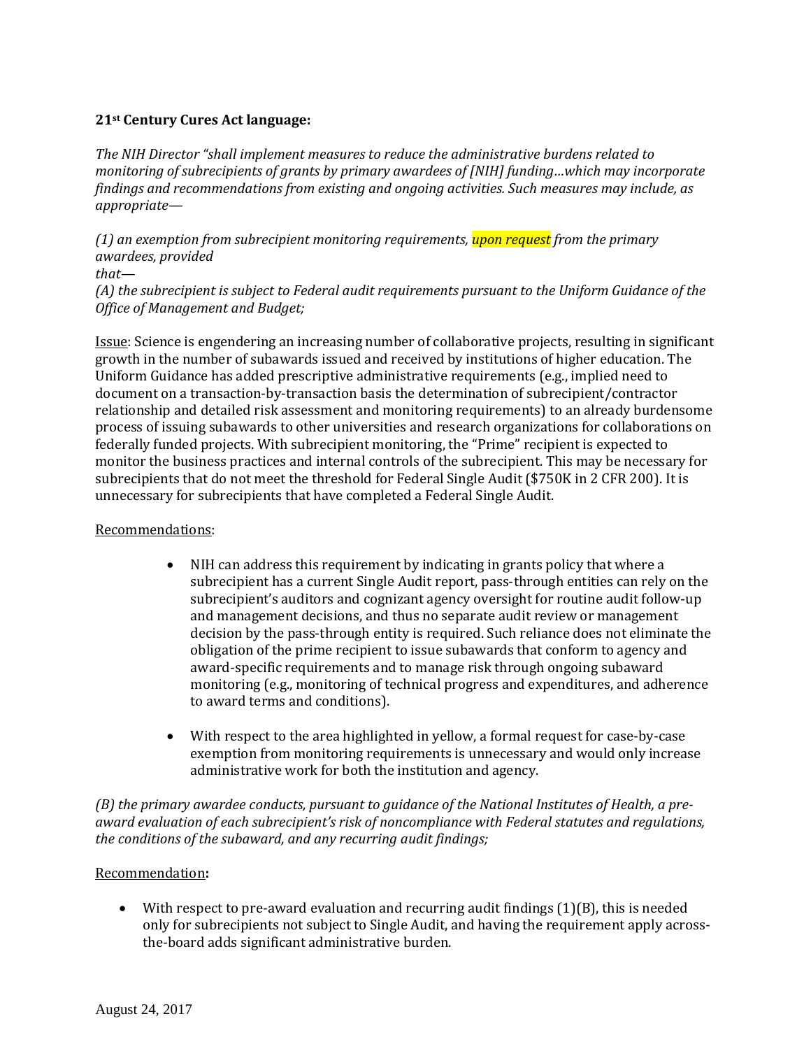**21st Century Cures Act language:**

*The NIH Director "shall implement measures to reduce the administrative burdens related to monitoring of subrecipients of grants by primary awardees of [NIH] funding…which may incorporate findings and recommendations from existing and ongoing activities. Such measures may include, as appropriate—*

*(1) an exemption from subrecipient monitoring requirements, upon request from the primary awardees, provided that—*
*(A) the subrecipient is subject to Federal audit requirements pursuant to the Uniform Guidance of the Office of Management and Budget;*

Issue: Science is engendering an increasing number of collaborative projects, resulting in significant growth in the number of subawards issued and received by institutions of higher education. The Uniform Guidance has added prescriptive administrative requirements (e.g., implied need to document on a transaction-by-transaction basis the determination of subrecipient/contractor relationship and detailed risk assessment and monitoring requirements) to an already burdensome process of issuing subawards to other universities and research organizations for collaborations on federally funded projects. With subrecipient monitoring, the "Prime" recipient is expected to monitor the business practices and internal controls of the subrecipient. This may be necessary for subrecipients that do not meet the threshold for Federal Single Audit ($750K in 2 CFR 200). It is unnecessary for subrecipients that have completed a Federal Single Audit.

Recommendations:

- NIH can address this requirement by indicating in grants policy that where a subrecipient has a current Single Audit report, pass-through entities can rely on the subrecipient's auditors and cognizant agency oversight for routine audit follow-up and management decisions, and thus no separate audit review or management decision by the pass-through entity is required. Such reliance does not eliminate the obligation of the prime recipient to issue subawards that conform to agency and award-specific requirements and to manage risk through ongoing subaward monitoring (e.g., monitoring of technical progress and expenditures, and adherence to award terms and conditions).

- With respect to the area highlighted in yellow, a formal request for case-by-case exemption from monitoring requirements is unnecessary and would only increase administrative work for both the institution and agency.

*(B) the primary awardee conducts, pursuant to guidance of the National Institutes of Health, a pre-award evaluation of each subrecipient's risk of noncompliance with Federal statutes and regulations, the conditions of the subaward, and any recurring audit findings;*

Recommendation**:**

- With respect to pre-award evaluation and recurring audit findings (1)(B), this is needed only for subrecipients not subject to Single Audit, and having the requirement apply across-the-board adds significant administrative burden.

August 24, 2017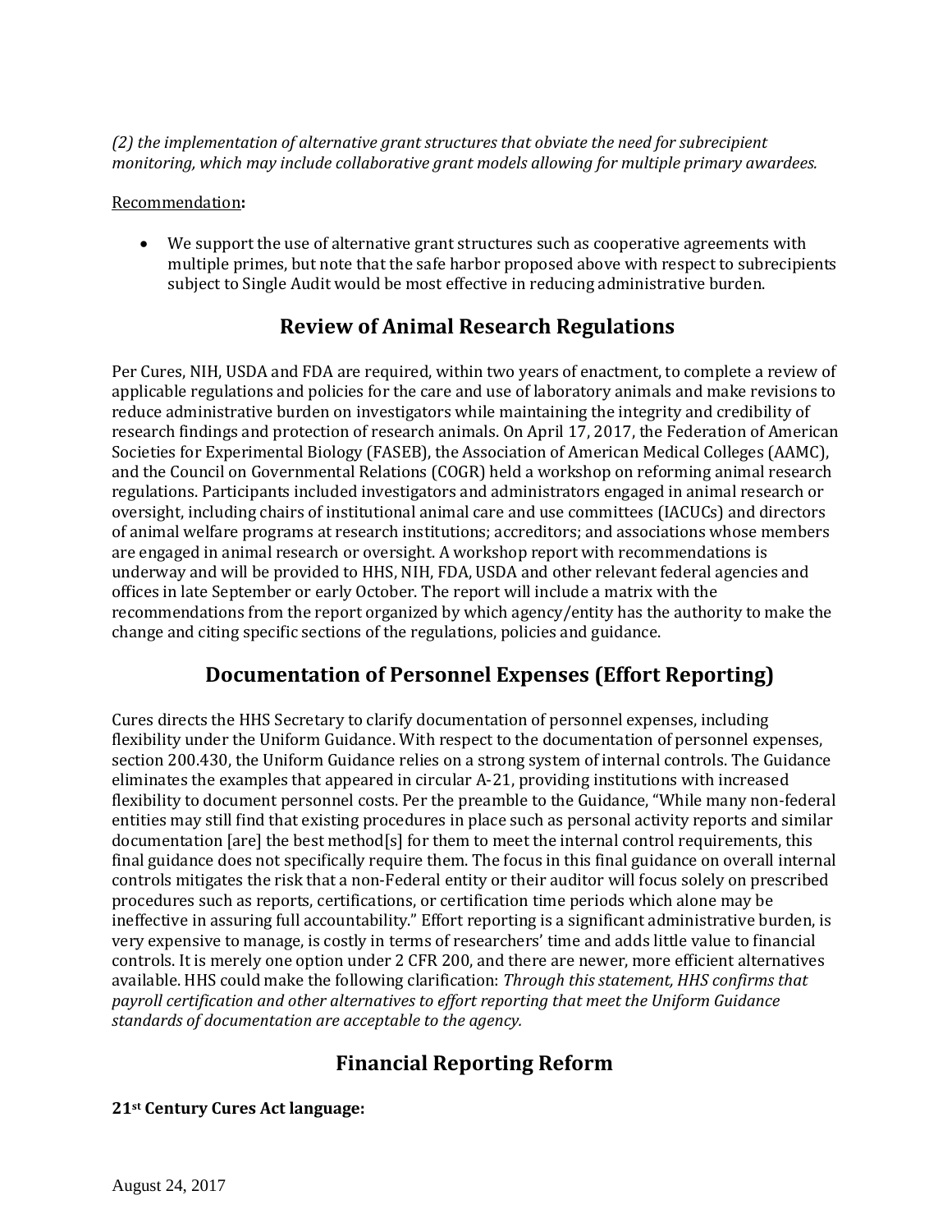*(2) the implementation of alternative grant structures that obviate the need for subrecipient monitoring, which may include collaborative grant models allowing for multiple primary awardees.*

Recommendation**:**

- We support the use of alternative grant structures such as cooperative agreements with multiple primes, but note that the safe harbor proposed above with respect to subrecipients subject to Single Audit would be most effective in reducing administrative burden.

## Review of Animal Research Regulations

Per Cures, NIH, USDA and FDA are required, within two years of enactment, to complete a review of applicable regulations and policies for the care and use of laboratory animals and make revisions to reduce administrative burden on investigators while maintaining the integrity and credibility of research findings and protection of research animals. On April 17, 2017, the Federation of American Societies for Experimental Biology (FASEB), the Association of American Medical Colleges (AAMC), and the Council on Governmental Relations (COGR) held a workshop on reforming animal research regulations. Participants included investigators and administrators engaged in animal research or oversight, including chairs of institutional animal care and use committees (IACUCs) and directors of animal welfare programs at research institutions; accreditors; and associations whose members are engaged in animal research or oversight. A workshop report with recommendations is underway and will be provided to HHS, NIH, FDA, USDA and other relevant federal agencies and offices in late September or early October. The report will include a matrix with the recommendations from the report organized by which agency/entity has the authority to make the change and citing specific sections of the regulations, policies and guidance.

## Documentation of Personnel Expenses (Effort Reporting)

Cures directs the HHS Secretary to clarify documentation of personnel expenses, including flexibility under the Uniform Guidance. With respect to the documentation of personnel expenses, section 200.430, the Uniform Guidance relies on a strong system of internal controls. The Guidance eliminates the examples that appeared in circular A-21, providing institutions with increased flexibility to document personnel costs. Per the preamble to the Guidance, "While many non-federal entities may still find that existing procedures in place such as personal activity reports and similar documentation [are] the best method[s] for them to meet the internal control requirements, this final guidance does not specifically require them. The focus in this final guidance on overall internal controls mitigates the risk that a non-Federal entity or their auditor will focus solely on prescribed procedures such as reports, certifications, or certification time periods which alone may be ineffective in assuring full accountability." Effort reporting is a significant administrative burden, is very expensive to manage, is costly in terms of researchers' time and adds little value to financial controls. It is merely one option under 2 CFR 200, and there are newer, more efficient alternatives available. HHS could make the following clarification: *Through this statement, HHS confirms that payroll certification and other alternatives to effort reporting that meet the Uniform Guidance standards of documentation are acceptable to the agency.*

## Financial Reporting Reform

**21st Century Cures Act language:**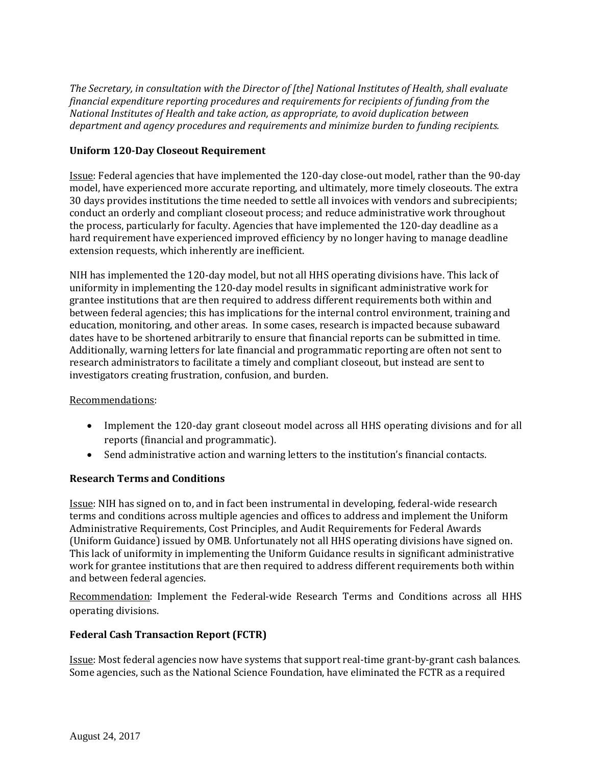*The Secretary, in consultation with the Director of [the] National Institutes of Health, shall evaluate financial expenditure reporting procedures and requirements for recipients of funding from the National Institutes of Health and take action, as appropriate, to avoid duplication between department and agency procedures and requirements and minimize burden to funding recipients.*

### Uniform 120-Day Closeout Requirement

Issue: Federal agencies that have implemented the 120-day close-out model, rather than the 90-day model, have experienced more accurate reporting, and ultimately, more timely closeouts. The extra 30 days provides institutions the time needed to settle all invoices with vendors and subrecipients; conduct an orderly and compliant closeout process; and reduce administrative work throughout the process, particularly for faculty. Agencies that have implemented the 120-day deadline as a hard requirement have experienced improved efficiency by no longer having to manage deadline extension requests, which inherently are inefficient.

NIH has implemented the 120-day model, but not all HHS operating divisions have. This lack of uniformity in implementing the 120-day model results in significant administrative work for grantee institutions that are then required to address different requirements both within and between federal agencies; this has implications for the internal control environment, training and education, monitoring, and other areas. In some cases, research is impacted because subaward dates have to be shortened arbitrarily to ensure that financial reports can be submitted in time. Additionally, warning letters for late financial and programmatic reporting are often not sent to research administrators to facilitate a timely and compliant closeout, but instead are sent to investigators creating frustration, confusion, and burden.

Recommendations:

- Implement the 120-day grant closeout model across all HHS operating divisions and for all reports (financial and programmatic).
- Send administrative action and warning letters to the institution's financial contacts.

### Research Terms and Conditions

Issue: NIH has signed on to, and in fact been instrumental in developing, federal-wide research terms and conditions across multiple agencies and offices to address and implement the Uniform Administrative Requirements, Cost Principles, and Audit Requirements for Federal Awards (Uniform Guidance) issued by OMB. Unfortunately not all HHS operating divisions have signed on. This lack of uniformity in implementing the Uniform Guidance results in significant administrative work for grantee institutions that are then required to address different requirements both within and between federal agencies.

Recommendation: Implement the Federal-wide Research Terms and Conditions across all HHS operating divisions.

### Federal Cash Transaction Report (FCTR)

Issue: Most federal agencies now have systems that support real-time grant-by-grant cash balances. Some agencies, such as the National Science Foundation, have eliminated the FCTR as a required

August 24, 2017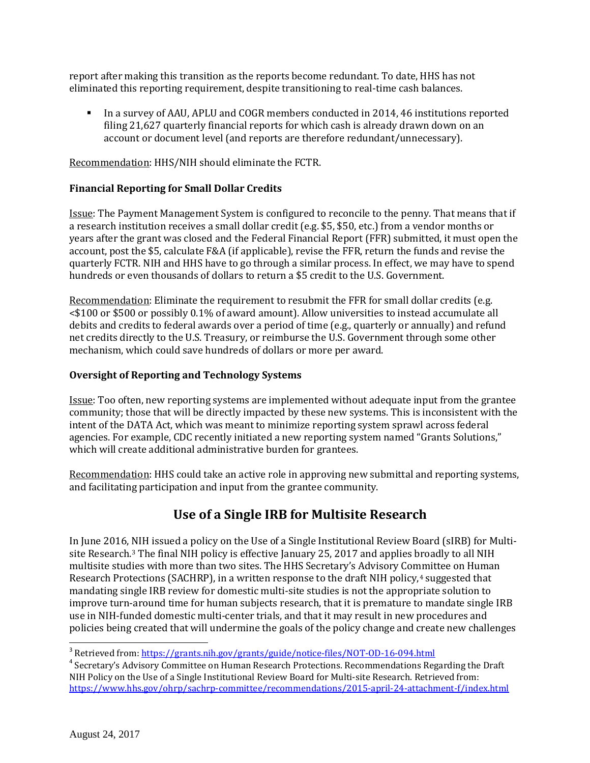report after making this transition as the reports become redundant. To date, HHS has not eliminated this reporting requirement, despite transitioning to real-time cash balances.

- In a survey of AAU, APLU and COGR members conducted in 2014, 46 institutions reported filing 21,627 quarterly financial reports for which cash is already drawn down on an account or document level (and reports are therefore redundant/unnecessary).

Recommendation: HHS/NIH should eliminate the FCTR.

**Financial Reporting for Small Dollar Credits**

Issue: The Payment Management System is configured to reconcile to the penny. That means that if a research institution receives a small dollar credit (e.g. $5, $50, etc.) from a vendor months or years after the grant was closed and the Federal Financial Report (FFR) submitted, it must open the account, post the $5, calculate F&A (if applicable), revise the FFR, return the funds and revise the quarterly FCTR. NIH and HHS have to go through a similar process. In effect, we may have to spend hundreds or even thousands of dollars to return a $5 credit to the U.S. Government.

Recommendation: Eliminate the requirement to resubmit the FFR for small dollar credits (e.g. <$100 or $500 or possibly 0.1% of award amount). Allow universities to instead accumulate all debits and credits to federal awards over a period of time (e.g., quarterly or annually) and refund net credits directly to the U.S. Treasury, or reimburse the U.S. Government through some other mechanism, which could save hundreds of dollars or more per award.

**Oversight of Reporting and Technology Systems**

Issue: Too often, new reporting systems are implemented without adequate input from the grantee community; those that will be directly impacted by these new systems. This is inconsistent with the intent of the DATA Act, which was meant to minimize reporting system sprawl across federal agencies. For example, CDC recently initiated a new reporting system named "Grants Solutions," which will create additional administrative burden for grantees.

Recommendation: HHS could take an active role in approving new submittal and reporting systems, and facilitating participation and input from the grantee community.

## Use of a Single IRB for Multisite Research

In June 2016, NIH issued a policy on the Use of a Single Institutional Review Board (sIRB) for Multi-site Research.[3] The final NIH policy is effective January 25, 2017 and applies broadly to all NIH multisite studies with more than two sites. The HHS Secretary's Advisory Committee on Human Research Protections (SACHRP), in a written response to the draft NIH policy,[4] suggested that mandating single IRB review for domestic multi-site studies is not the appropriate solution to improve turn-around time for human subjects research, that it is premature to mandate single IRB use in NIH-funded domestic multi-center trials, and that it may result in new procedures and policies being created that will undermine the goals of the policy change and create new challenges

---

[3] Retrieved from: https://grants.nih.gov/grants/guide/notice-files/NOT-OD-16-094.html

[4] Secretary's Advisory Committee on Human Research Protections. Recommendations Regarding the Draft NIH Policy on the Use of a Single Institutional Review Board for Multi-site Research. Retrieved from: https://www.hhs.gov/ohrp/sachrp-committee/recommendations/2015-april-24-attachment-f/index.html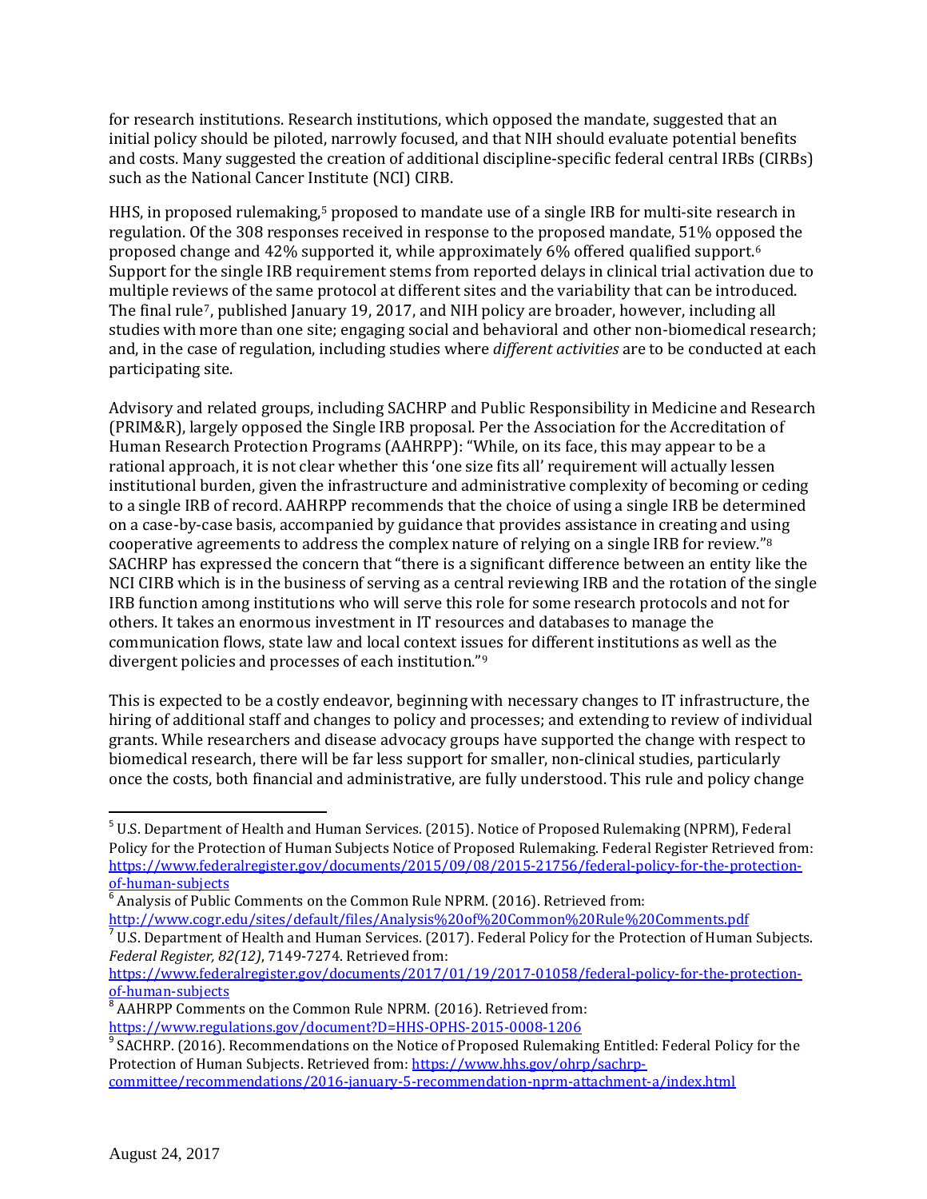for research institutions. Research institutions, which opposed the mandate, suggested that an initial policy should be piloted, narrowly focused, and that NIH should evaluate potential benefits and costs. Many suggested the creation of additional discipline-specific federal central IRBs (CIRBs) such as the National Cancer Institute (NCI) CIRB.

HHS, in proposed rulemaking,[5] proposed to mandate use of a single IRB for multi-site research in regulation. Of the 308 responses received in response to the proposed mandate, 51% opposed the proposed change and 42% supported it, while approximately 6% offered qualified support.[6] Support for the single IRB requirement stems from reported delays in clinical trial activation due to multiple reviews of the same protocol at different sites and the variability that can be introduced. The final rule[7], published January 19, 2017, and NIH policy are broader, however, including all studies with more than one site; engaging social and behavioral and other non-biomedical research; and, in the case of regulation, including studies where *different activities* are to be conducted at each participating site.

Advisory and related groups, including SACHRP and Public Responsibility in Medicine and Research (PRIM&R), largely opposed the Single IRB proposal. Per the Association for the Accreditation of Human Research Protection Programs (AAHRPP): "While, on its face, this may appear to be a rational approach, it is not clear whether this 'one size fits all' requirement will actually lessen institutional burden, given the infrastructure and administrative complexity of becoming or ceding to a single IRB of record. AAHRPP recommends that the choice of using a single IRB be determined on a case-by-case basis, accompanied by guidance that provides assistance in creating and using cooperative agreements to address the complex nature of relying on a single IRB for review."[8] SACHRP has expressed the concern that "there is a significant difference between an entity like the NCI CIRB which is in the business of serving as a central reviewing IRB and the rotation of the single IRB function among institutions who will serve this role for some research protocols and not for others. It takes an enormous investment in IT resources and databases to manage the communication flows, state law and local context issues for different institutions as well as the divergent policies and processes of each institution."[9]

This is expected to be a costly endeavor, beginning with necessary changes to IT infrastructure, the hiring of additional staff and changes to policy and processes; and extending to review of individual grants. While researchers and disease advocacy groups have supported the change with respect to biomedical research, there will be far less support for smaller, non-clinical studies, particularly once the costs, both financial and administrative, are fully understood. This rule and policy change

---

[5] U.S. Department of Health and Human Services. (2015). Notice of Proposed Rulemaking (NPRM), Federal Policy for the Protection of Human Subjects Notice of Proposed Rulemaking. Federal Register Retrieved from: https://www.federalregister.gov/documents/2015/09/08/2015-21756/federal-policy-for-the-protection-of-human-subjects

[6] Analysis of Public Comments on the Common Rule NPRM. (2016). Retrieved from: http://www.cogr.edu/sites/default/files/Analysis%20of%20Common%20Rule%20Comments.pdf

[7] U.S. Department of Health and Human Services. (2017). Federal Policy for the Protection of Human Subjects. *Federal Register, 82(12)*, 7149-7274. Retrieved from: https://www.federalregister.gov/documents/2017/01/19/2017-01058/federal-policy-for-the-protection-of-human-subjects

[8] AAHRPP Comments on the Common Rule NPRM. (2016). Retrieved from: https://www.regulations.gov/document?D=HHS-OPHS-2015-0008-1206

[9] SACHRP. (2016). Recommendations on the Notice of Proposed Rulemaking Entitled: Federal Policy for the Protection of Human Subjects. Retrieved from: https://www.hhs.gov/ohrp/sachrp-committee/recommendations/2016-january-5-recommendation-nprm-attachment-a/index.html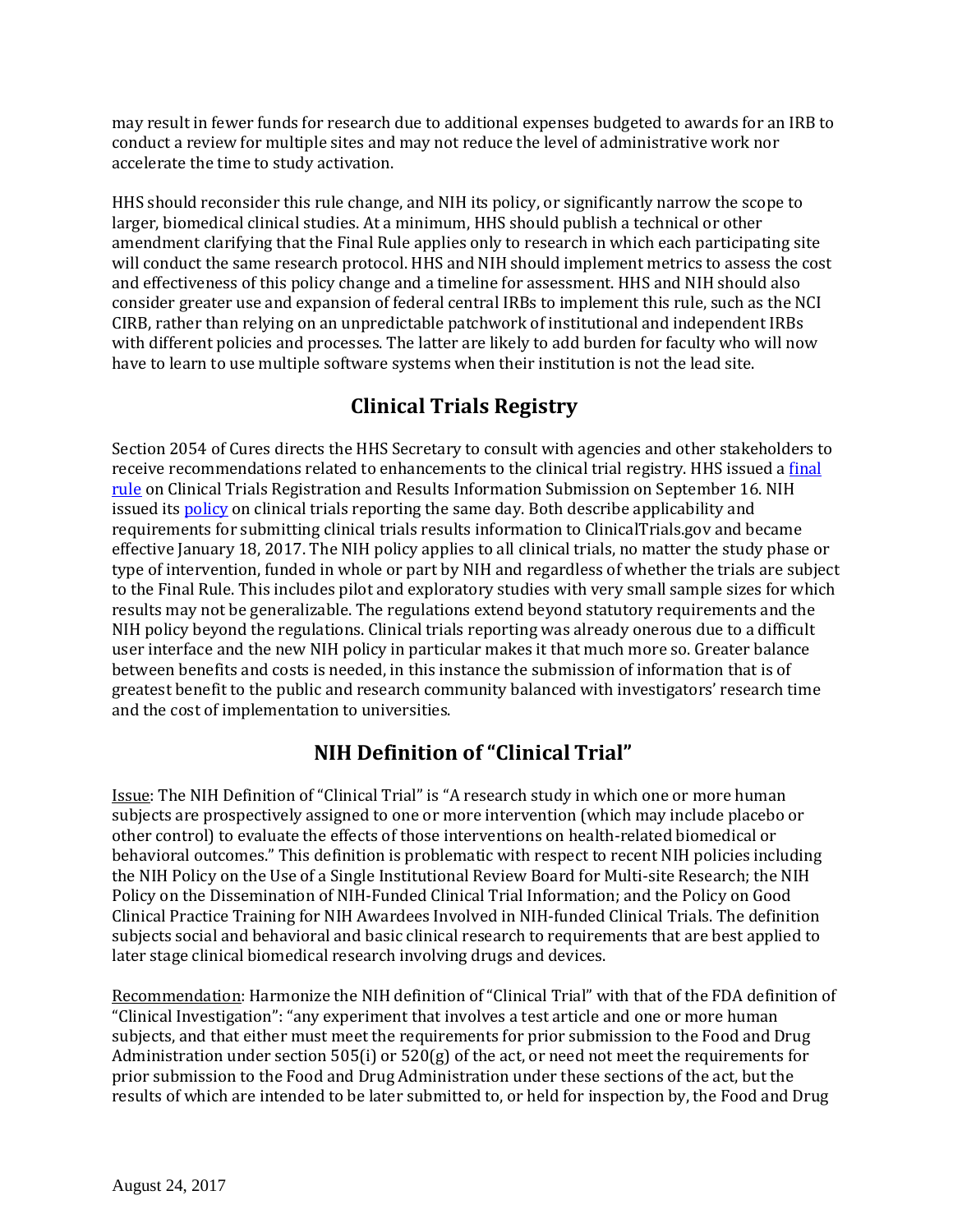may result in fewer funds for research due to additional expenses budgeted to awards for an IRB to conduct a review for multiple sites and may not reduce the level of administrative work nor accelerate the time to study activation.

HHS should reconsider this rule change, and NIH its policy, or significantly narrow the scope to larger, biomedical clinical studies. At a minimum, HHS should publish a technical or other amendment clarifying that the Final Rule applies only to research in which each participating site will conduct the same research protocol. HHS and NIH should implement metrics to assess the cost and effectiveness of this policy change and a timeline for assessment. HHS and NIH should also consider greater use and expansion of federal central IRBs to implement this rule, such as the NCI CIRB, rather than relying on an unpredictable patchwork of institutional and independent IRBs with different policies and processes. The latter are likely to add burden for faculty who will now have to learn to use multiple software systems when their institution is not the lead site.

## Clinical Trials Registry

Section 2054 of Cures directs the HHS Secretary to consult with agencies and other stakeholders to receive recommendations related to enhancements to the clinical trial registry. HHS issued a [final rule](#) on Clinical Trials Registration and Results Information Submission on September 16. NIH issued its [policy](#) on clinical trials reporting the same day. Both describe applicability and requirements for submitting clinical trials results information to ClinicalTrials.gov and became effective January 18, 2017. The NIH policy applies to all clinical trials, no matter the study phase or type of intervention, funded in whole or part by NIH and regardless of whether the trials are subject to the Final Rule. This includes pilot and exploratory studies with very small sample sizes for which results may not be generalizable. The regulations extend beyond statutory requirements and the NIH policy beyond the regulations. Clinical trials reporting was already onerous due to a difficult user interface and the new NIH policy in particular makes it that much more so. Greater balance between benefits and costs is needed, in this instance the submission of information that is of greatest benefit to the public and research community balanced with investigators' research time and the cost of implementation to universities.

## NIH Definition of "Clinical Trial"

Issue: The NIH Definition of "Clinical Trial" is "A research study in which one or more human subjects are prospectively assigned to one or more intervention (which may include placebo or other control) to evaluate the effects of those interventions on health-related biomedical or behavioral outcomes." This definition is problematic with respect to recent NIH policies including the NIH Policy on the Use of a Single Institutional Review Board for Multi-site Research; the NIH Policy on the Dissemination of NIH-Funded Clinical Trial Information; and the Policy on Good Clinical Practice Training for NIH Awardees Involved in NIH-funded Clinical Trials. The definition subjects social and behavioral and basic clinical research to requirements that are best applied to later stage clinical biomedical research involving drugs and devices.

Recommendation: Harmonize the NIH definition of "Clinical Trial" with that of the FDA definition of "Clinical Investigation": "any experiment that involves a test article and one or more human subjects, and that either must meet the requirements for prior submission to the Food and Drug Administration under section 505(i) or 520(g) of the act, or need not meet the requirements for prior submission to the Food and Drug Administration under these sections of the act, but the results of which are intended to be later submitted to, or held for inspection by, the Food and Drug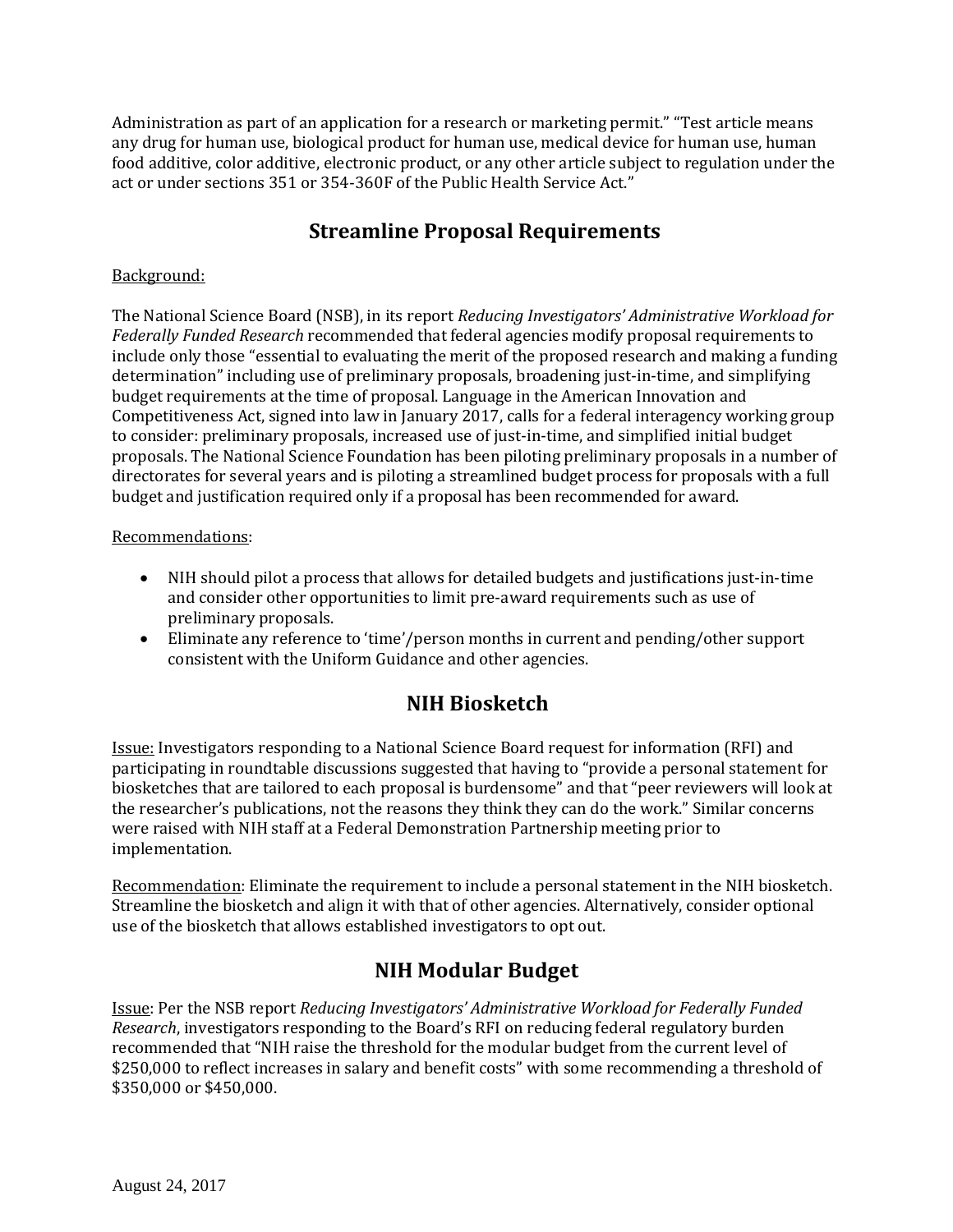Administration as part of an application for a research or marketing permit." "Test article means any drug for human use, biological product for human use, medical device for human use, human food additive, color additive, electronic product, or any other article subject to regulation under the act or under sections 351 or 354-360F of the Public Health Service Act."

## Streamline Proposal Requirements

Background:

The National Science Board (NSB), in its report *Reducing Investigators' Administrative Workload for Federally Funded Research* recommended that federal agencies modify proposal requirements to include only those "essential to evaluating the merit of the proposed research and making a funding determination" including use of preliminary proposals, broadening just-in-time, and simplifying budget requirements at the time of proposal. Language in the American Innovation and Competitiveness Act, signed into law in January 2017, calls for a federal interagency working group to consider: preliminary proposals, increased use of just-in-time, and simplified initial budget proposals. The National Science Foundation has been piloting preliminary proposals in a number of directorates for several years and is piloting a streamlined budget process for proposals with a full budget and justification required only if a proposal has been recommended for award.

Recommendations:

- NIH should pilot a process that allows for detailed budgets and justifications just-in-time and consider other opportunities to limit pre-award requirements such as use of preliminary proposals.
- Eliminate any reference to 'time'/person months in current and pending/other support consistent with the Uniform Guidance and other agencies.

## NIH Biosketch

Issue: Investigators responding to a National Science Board request for information (RFI) and participating in roundtable discussions suggested that having to "provide a personal statement for biosketches that are tailored to each proposal is burdensome" and that "peer reviewers will look at the researcher's publications, not the reasons they think they can do the work." Similar concerns were raised with NIH staff at a Federal Demonstration Partnership meeting prior to implementation.

Recommendation: Eliminate the requirement to include a personal statement in the NIH biosketch. Streamline the biosketch and align it with that of other agencies. Alternatively, consider optional use of the biosketch that allows established investigators to opt out.

## NIH Modular Budget

Issue: Per the NSB report *Reducing Investigators' Administrative Workload for Federally Funded Research*, investigators responding to the Board's RFI on reducing federal regulatory burden recommended that "NIH raise the threshold for the modular budget from the current level of $250,000 to reflect increases in salary and benefit costs" with some recommending a threshold of $350,000 or $450,000.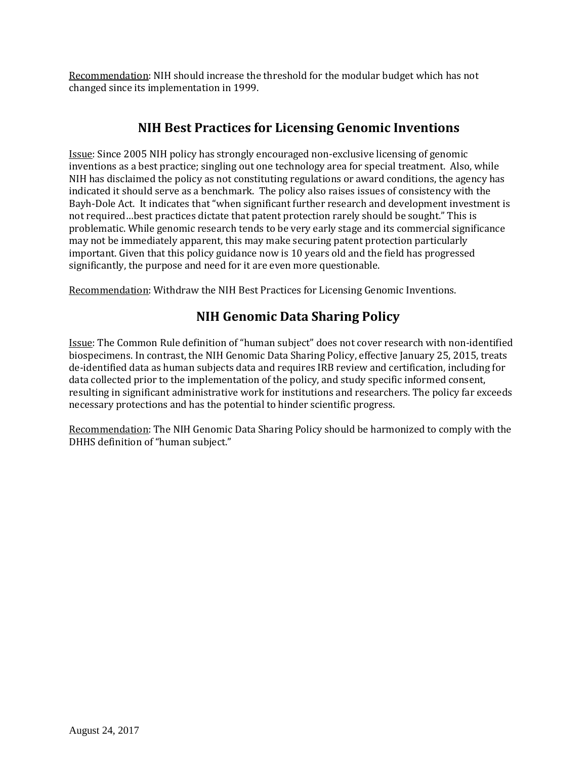Recommendation: NIH should increase the threshold for the modular budget which has not changed since its implementation in 1999.

## NIH Best Practices for Licensing Genomic Inventions

Issue: Since 2005 NIH policy has strongly encouraged non-exclusive licensing of genomic inventions as a best practice; singling out one technology area for special treatment. Also, while NIH has disclaimed the policy as not constituting regulations or award conditions, the agency has indicated it should serve as a benchmark. The policy also raises issues of consistency with the Bayh-Dole Act. It indicates that "when significant further research and development investment is not required…best practices dictate that patent protection rarely should be sought." This is problematic. While genomic research tends to be very early stage and its commercial significance may not be immediately apparent, this may make securing patent protection particularly important. Given that this policy guidance now is 10 years old and the field has progressed significantly, the purpose and need for it are even more questionable.

Recommendation: Withdraw the NIH Best Practices for Licensing Genomic Inventions.

## NIH Genomic Data Sharing Policy

Issue: The Common Rule definition of "human subject" does not cover research with non-identified biospecimens. In contrast, the NIH Genomic Data Sharing Policy, effective January 25, 2015, treats de-identified data as human subjects data and requires IRB review and certification, including for data collected prior to the implementation of the policy, and study specific informed consent, resulting in significant administrative work for institutions and researchers. The policy far exceeds necessary protections and has the potential to hinder scientific progress.

Recommendation: The NIH Genomic Data Sharing Policy should be harmonized to comply with the DHHS definition of "human subject."